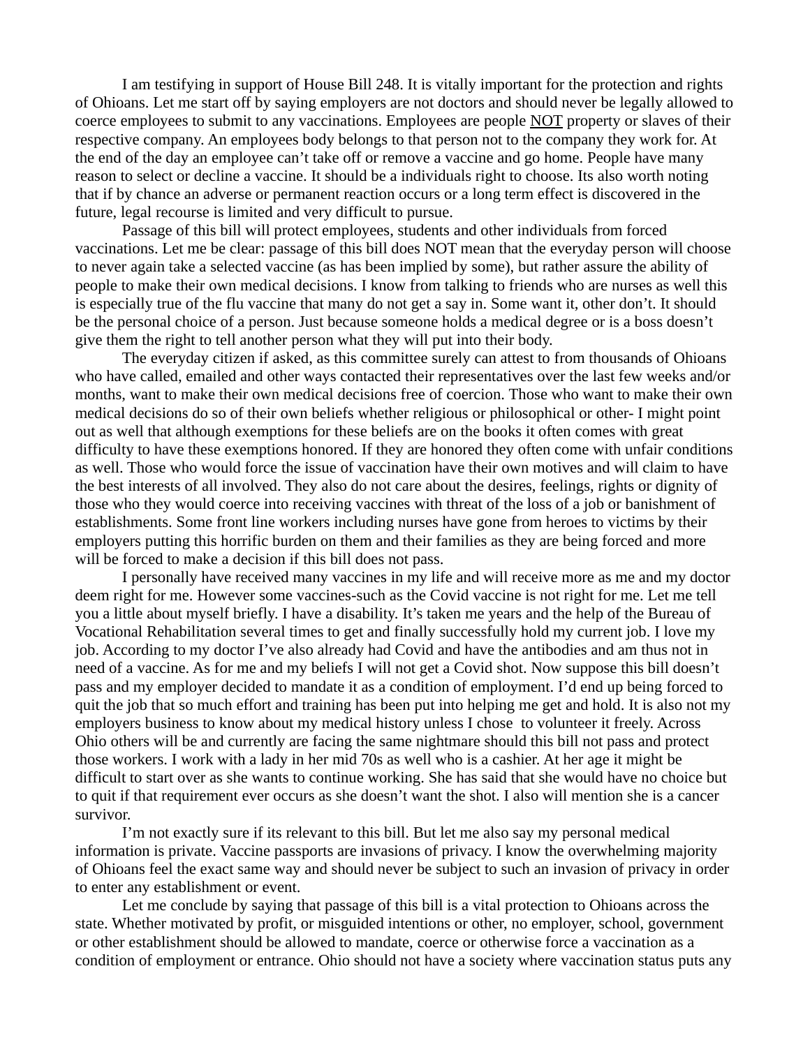I am testifying in support of House Bill 248. It is vitally important for the protection and rights of Ohioans. Let me start off by saying employers are not doctors and should never be legally allowed to coerce employees to submit to any vaccinations. Employees are people <u>NOT</u> property or slaves of their respective company. An employees body belongs to that person not to the company they work for. At the end of the day an employee can't take off or remove a vaccine and go home. People have many reason to select or decline a vaccine. It should be a individuals right to choose. Its also worth noting that if by chance an adverse or permanent reaction occurs or a long term effect is discovered in the future, legal recourse is limited and very difficult to pursue.

Passage of this bill will protect employees, students and other individuals from forced vaccinations. Let me be clear: passage of this bill does NOT mean that the everyday person will choose to never again take a selected vaccine (as has been implied by some), but rather assure the ability of people to make their own medical decisions. I know from talking to friends who are nurses as well this is especially true of the flu vaccine that many do not get a say in. Some want it, other don't. It should be the personal choice of a person. Just because someone holds a medical degree or is a boss doesn't give them the right to tell another person what they will put into their body.

The everyday citizen if asked, as this committee surely can attest to from thousands of Ohioans who have called, emailed and other ways contacted their representatives over the last few weeks and/or months, want to make their own medical decisions free of coercion. Those who want to make their own medical decisions do so of their own beliefs whether religious or philosophical or other- I might point out as well that although exemptions for these beliefs are on the books it often comes with great difficulty to have these exemptions honored. If they are honored they often come with unfair conditions as well. Those who would force the issue of vaccination have their own motives and will claim to have the best interests of all involved. They also do not care about the desires, feelings, rights or dignity of those who they would coerce into receiving vaccines with threat of the loss of a job or banishment of establishments. Some front line workers including nurses have gone from heroes to victims by their employers putting this horrific burden on them and their families as they are being forced and more will be forced to make a decision if this bill does not pass.

I personally have received many vaccines in my life and will receive more as me and my doctor deem right for me. However some vaccines-such as the Covid vaccine is not right for me. Let me tell you a little about myself briefly. I have a disability. It's taken me years and the help of the Bureau of Vocational Rehabilitation several times to get and finally successfully hold my current job. I love my job. According to my doctor I've also already had Covid and have the antibodies and am thus not in need of a vaccine. As for me and my beliefs I will not get a Covid shot. Now suppose this bill doesn't pass and my employer decided to mandate it as a condition of employment. I'd end up being forced to quit the job that so much effort and training has been put into helping me get and hold. It is also not my employers business to know about my medical history unless I chose to volunteer it freely. Across Ohio others will be and currently are facing the same nightmare should this bill not pass and protect those workers. I work with a lady in her mid 70s as well who is a cashier. At her age it might be difficult to start over as she wants to continue working. She has said that she would have no choice but to quit if that requirement ever occurs as she doesn't want the shot. I also will mention she is a cancer survivor.

I'm not exactly sure if its relevant to this bill. But let me also say my personal medical information is private. Vaccine passports are invasions of privacy. I know the overwhelming majority of Ohioans feel the exact same way and should never be subject to such an invasion of privacy in order to enter any establishment or event.

Let me conclude by saying that passage of this bill is a vital protection to Ohioans across the state. Whether motivated by profit, or misguided intentions or other, no employer, school, government or other establishment should be allowed to mandate, coerce or otherwise force a vaccination as a condition of employment or entrance. Ohio should not have a society where vaccination status puts any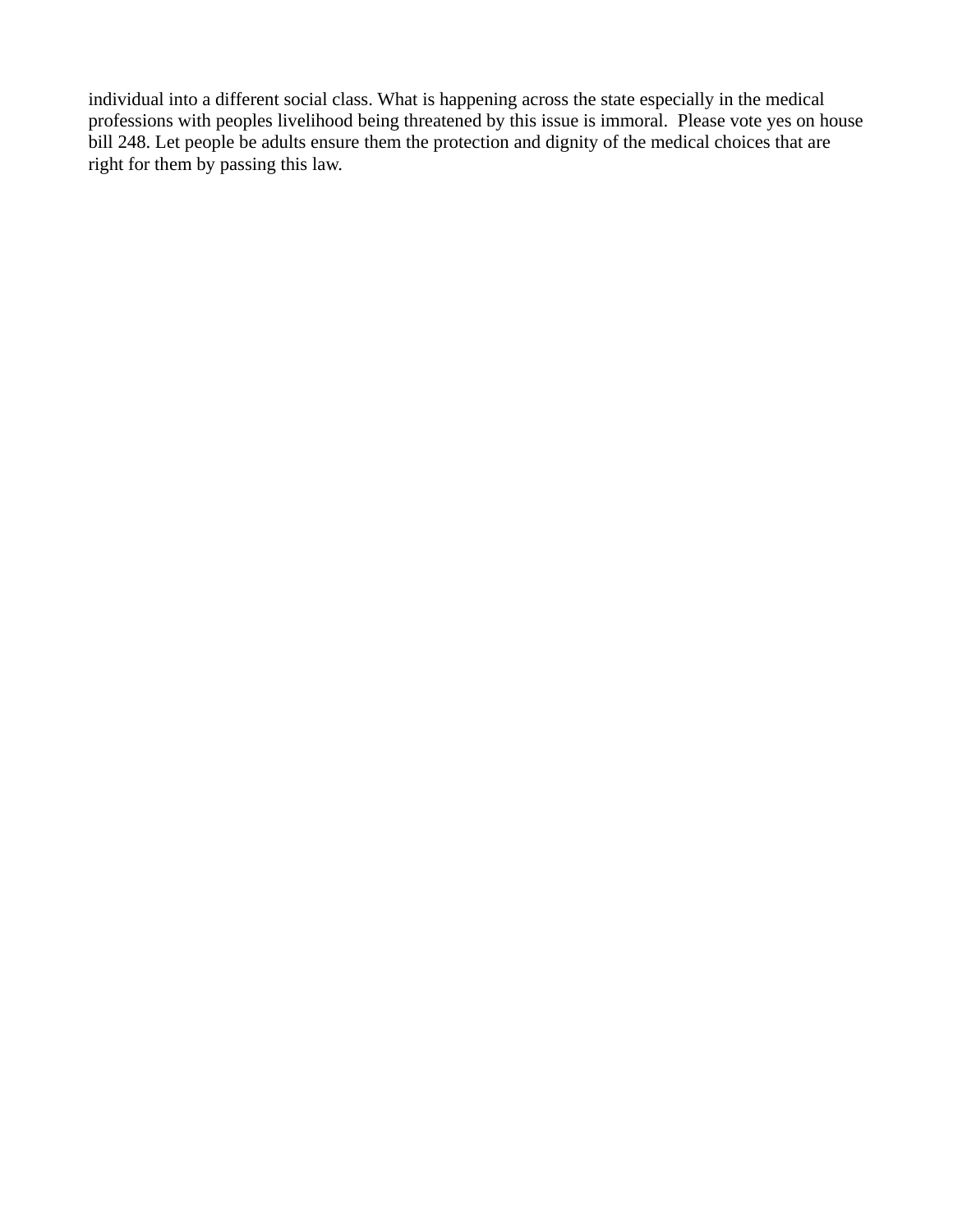individual into a different social class. What is happening across the state especially in the medical professions with peoples livelihood being threatened by this issue is immoral.  Please vote yes on house bill 248. Let people be adults ensure them the protection and dignity of the medical choices that are right for them by passing this law.